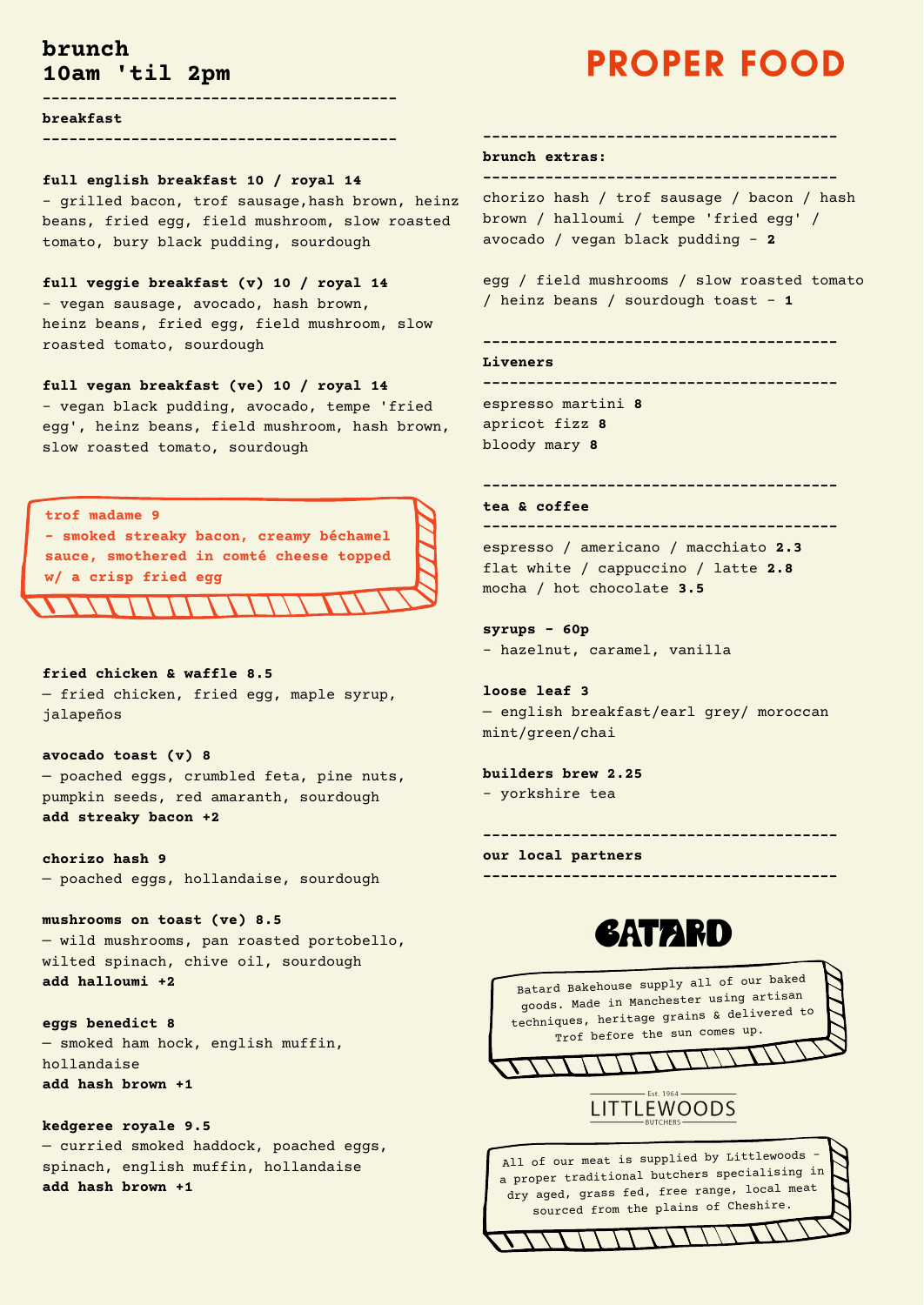# PROPER FOOD

## brunch
## 10am 'til 2pm

### breakfast

**full english breakfast 10 / royal 14**
- grilled bacon, trof sausage,hash brown, heinz beans, fried egg, field mushroom, slow roasted tomato, bury black pudding, sourdough

**full veggie breakfast (v) 10 / royal 14**
- vegan sausage, avocado, hash brown, heinz beans, fried egg, field mushroom, slow roasted tomato, sourdough

**full vegan breakfast (ve) 10 / royal 14**
- vegan black pudding, avocado, tempe 'fried egg', heinz beans, field mushroom, hash brown, slow roasted tomato, sourdough

**trof madame 9**
**- smoked streaky bacon, creamy béchamel sauce, smothered in comté cheese topped w/ a crisp fried egg**

**fried chicken & waffle 8.5**
— fried chicken, fried egg, maple syrup, jalapeños

**avocado toast (v) 8**
— poached eggs, crumbled feta, pine nuts, pumpkin seeds, red amaranth, sourdough
**add streaky bacon +2**

**chorizo hash 9**
— poached eggs, hollandaise, sourdough

**mushrooms on toast (ve) 8.5**
— wild mushrooms, pan roasted portobello, wilted spinach, chive oil, sourdough
**add halloumi +2**

**eggs benedict 8**
— smoked ham hock, english muffin, hollandaise
**add hash brown +1**

**kedgeree royale 9.5**
— curried smoked haddock, poached eggs, spinach, english muffin, hollandaise
**add hash brown +1**

### brunch extras:

chorizo hash / trof sausage / bacon / hash brown / halloumi / tempe 'fried egg' / avocado / vegan black pudding - **2**

egg / field mushrooms / slow roasted tomato / heinz beans / sourdough toast - **1**

### Liveners

espresso martini **8**
apricot fizz **8**
bloody mary **8**

### tea & coffee

espresso / americano / macchiato **2.3**
flat white / cappuccino / latte **2.8**
mocha / hot chocolate **3.5**

**syrups - 60p**
- hazelnut, caramel, vanilla

**loose leaf 3**
— english breakfast/earl grey/ moroccan mint/green/chai

**builders brew 2.25**
- yorkshire tea

### our local partners

**BATARD**

Batard Bakehouse supply all of our baked goods. Made in Manchester using artisan techniques, heritage grains & delivered to Trof before the sun comes up.

**LITTLEWOODS** — Est. 1964 — BUTCHERS

All of our meat is supplied by Littlewoods - a proper traditional butchers specialising in dry aged, grass fed, free range, local meat sourced from the plains of Cheshire.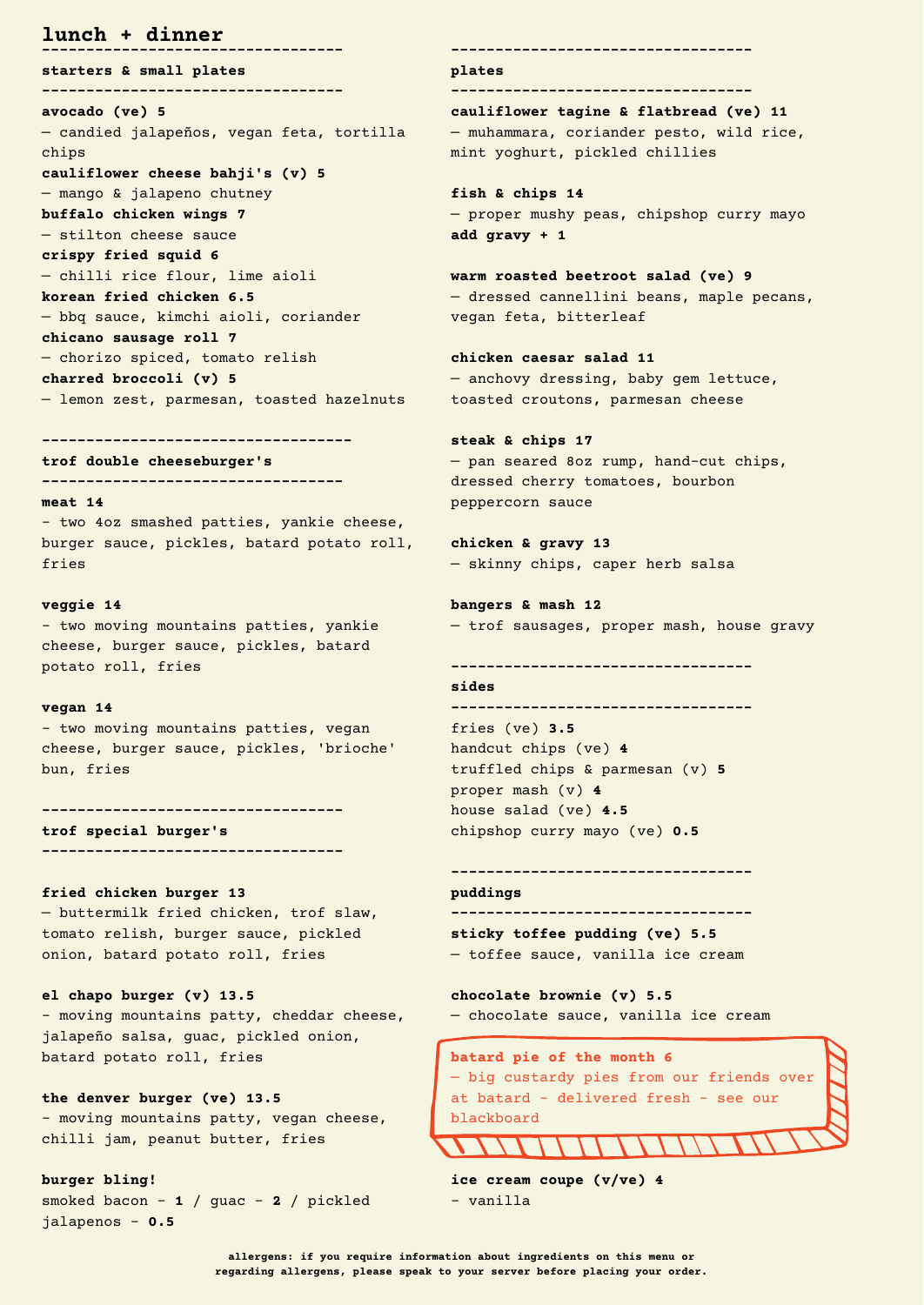# lunch + dinner

## starters & small plates

**avocado (ve) 5**
— candied jalapeños, vegan feta, tortilla chips

**cauliflower cheese bahji's (v) 5**
— mango & jalapeno chutney

**buffalo chicken wings 7**
— stilton cheese sauce

**crispy fried squid 6**
— chilli rice flour, lime aioli

**korean fried chicken 6.5**
— bbq sauce, kimchi aioli, coriander

**chicano sausage roll 7**
— chorizo spiced, tomato relish

**charred broccoli (v) 5**
— lemon zest, parmesan, toasted hazelnuts

## trof double cheeseburger's

**meat 14**
- two 4oz smashed patties, yankie cheese, burger sauce, pickles, batard potato roll, fries

**veggie 14**
- two moving mountains patties, yankie cheese, burger sauce, pickles, batard potato roll, fries

**vegan 14**
- two moving mountains patties, vegan cheese, burger sauce, pickles, 'brioche' bun, fries

## trof special burger's

**fried chicken burger 13**
— buttermilk fried chicken, trof slaw, tomato relish, burger sauce, pickled onion, batard potato roll, fries

**el chapo burger (v) 13.5**
- moving mountains patty, cheddar cheese, jalapeño salsa, guac, pickled onion, batard potato roll, fries

**the denver burger (ve) 13.5**
- moving mountains patty, vegan cheese, chilli jam, peanut butter, fries

**burger bling!**
smoked bacon - **1** / guac - **2** / pickled jalapenos - **0.5**

## plates

**cauliflower tagine & flatbread (ve) 11**
— muhammara, coriander pesto, wild rice, mint yoghurt, pickled chillies

**fish & chips 14**
— proper mushy peas, chipshop curry mayo
**add gravy + 1**

**warm roasted beetroot salad (ve) 9**
— dressed cannellini beans, maple pecans, vegan feta, bitterleaf

**chicken caesar salad 11**
— anchovy dressing, baby gem lettuce, toasted croutons, parmesan cheese

**steak & chips 17**
— pan seared 8oz rump, hand-cut chips, dressed cherry tomatoes, bourbon peppercorn sauce

**chicken & gravy 13**
— skinny chips, caper herb salsa

**bangers & mash 12**
— trof sausages, proper mash, house gravy

## sides

fries (ve) **3.5**
handcut chips (ve) **4**
truffled chips & parmesan (v) **5**
proper mash (v) **4**
house salad (ve) **4.5**
chipshop curry mayo (ve) **0.5**

## puddings

**sticky toffee pudding (ve) 5.5**
— toffee sauce, vanilla ice cream

**chocolate brownie (v) 5.5**
— chocolate sauce, vanilla ice cream

**batard pie of the month 6**
— big custardy pies from our friends over at batard - delivered fresh - see our blackboard

**ice cream coupe (v/ve) 4**
- vanilla

**allergens: if you require information about ingredients on this menu or regarding allergens, please speak to your server before placing your order.**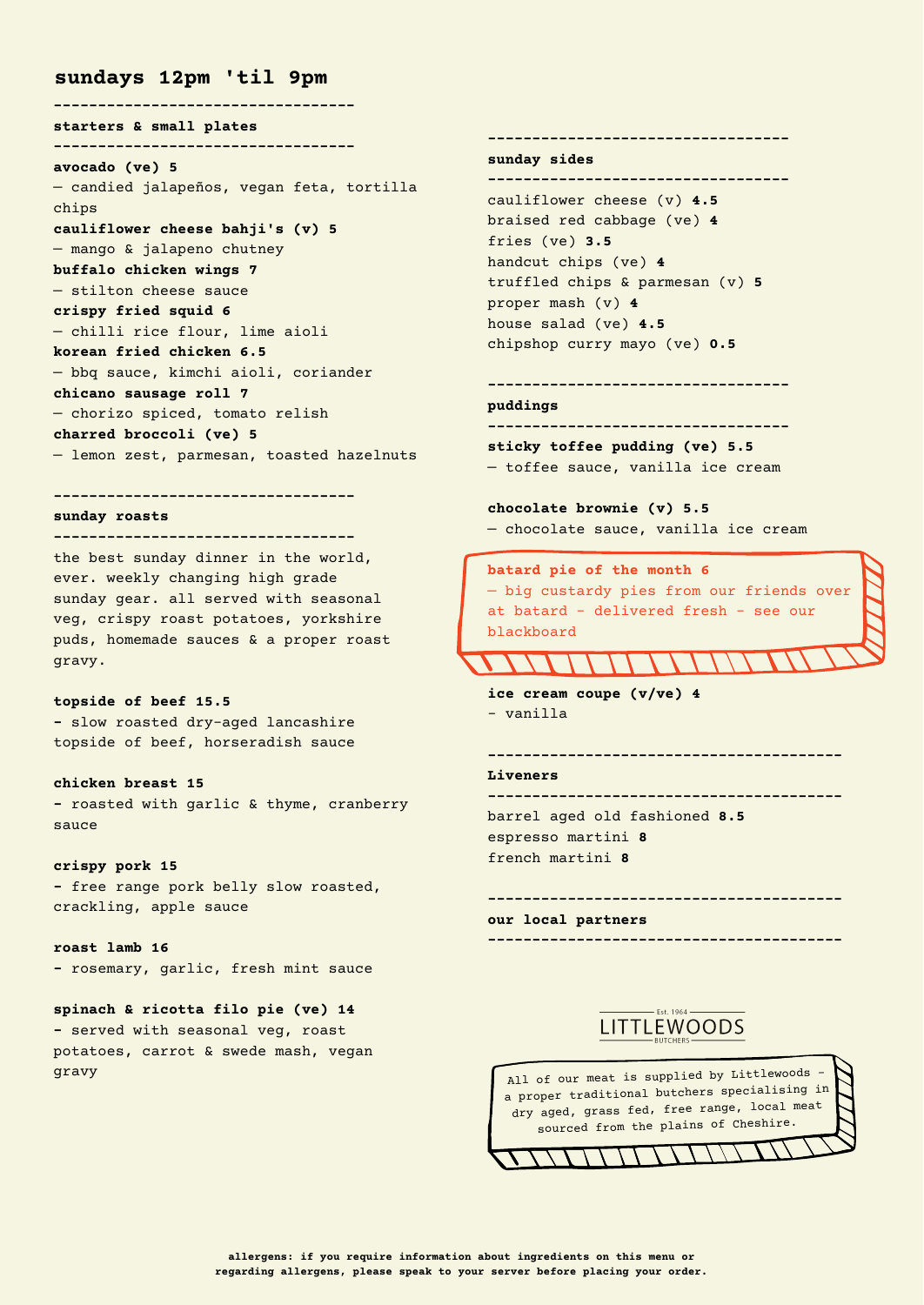# sundays 12pm 'til 9pm

## starters & small plates

**avocado (ve) 5**
— candied jalapeños, vegan feta, tortilla chips

**cauliflower cheese bahji's (v) 5**
— mango & jalapeno chutney

**buffalo chicken wings 7**
— stilton cheese sauce

**crispy fried squid 6**
— chilli rice flour, lime aioli

**korean fried chicken 6.5**
— bbq sauce, kimchi aioli, coriander

**chicano sausage roll 7**
— chorizo spiced, tomato relish

**charred broccoli (ve) 5**
— lemon zest, parmesan, toasted hazelnuts

## sunday roasts

the best sunday dinner in the world, ever. weekly changing high grade sunday gear. all served with seasonal veg, crispy roast potatoes, yorkshire puds, homemade sauces & a proper roast gravy.

**topside of beef 15.5**
- slow roasted dry-aged lancashire topside of beef, horseradish sauce

**chicken breast 15**
- roasted with garlic & thyme, cranberry sauce

**crispy pork 15**
- free range pork belly slow roasted, crackling, apple sauce

**roast lamb 16**
- rosemary, garlic, fresh mint sauce

**spinach & ricotta filo pie (ve) 14**
- served with seasonal veg, roast potatoes, carrot & swede mash, vegan gravy

## sunday sides

cauliflower cheese (v) **4.5**
braised red cabbage (ve) **4**
fries (ve) **3.5**
handcut chips (ve) **4**
truffled chips & parmesan (v) **5**
proper mash (v) **4**
house salad (ve) **4.5**
chipshop curry mayo (ve) **0.5**

## puddings

**sticky toffee pudding (ve) 5.5**
— toffee sauce, vanilla ice cream

**chocolate brownie (v) 5.5**
— chocolate sauce, vanilla ice cream

**batard pie of the month 6**
— big custardy pies from our friends over at batard - delivered fresh - see our blackboard

**ice cream coupe (v/ve) 4**
- vanilla

## Liveners

barrel aged old fashioned **8.5**
espresso martini **8**
french martini **8**

## our local partners

Est. 1964
LITTLEWOODS
BUTCHERS

All of our meat is supplied by Littlewoods - a proper traditional butchers specialising in dry aged, grass fed, free range, local meat sourced from the plains of Cheshire.

**allergens: if you require information about ingredients on this menu or regarding allergens, please speak to your server before placing your order.**